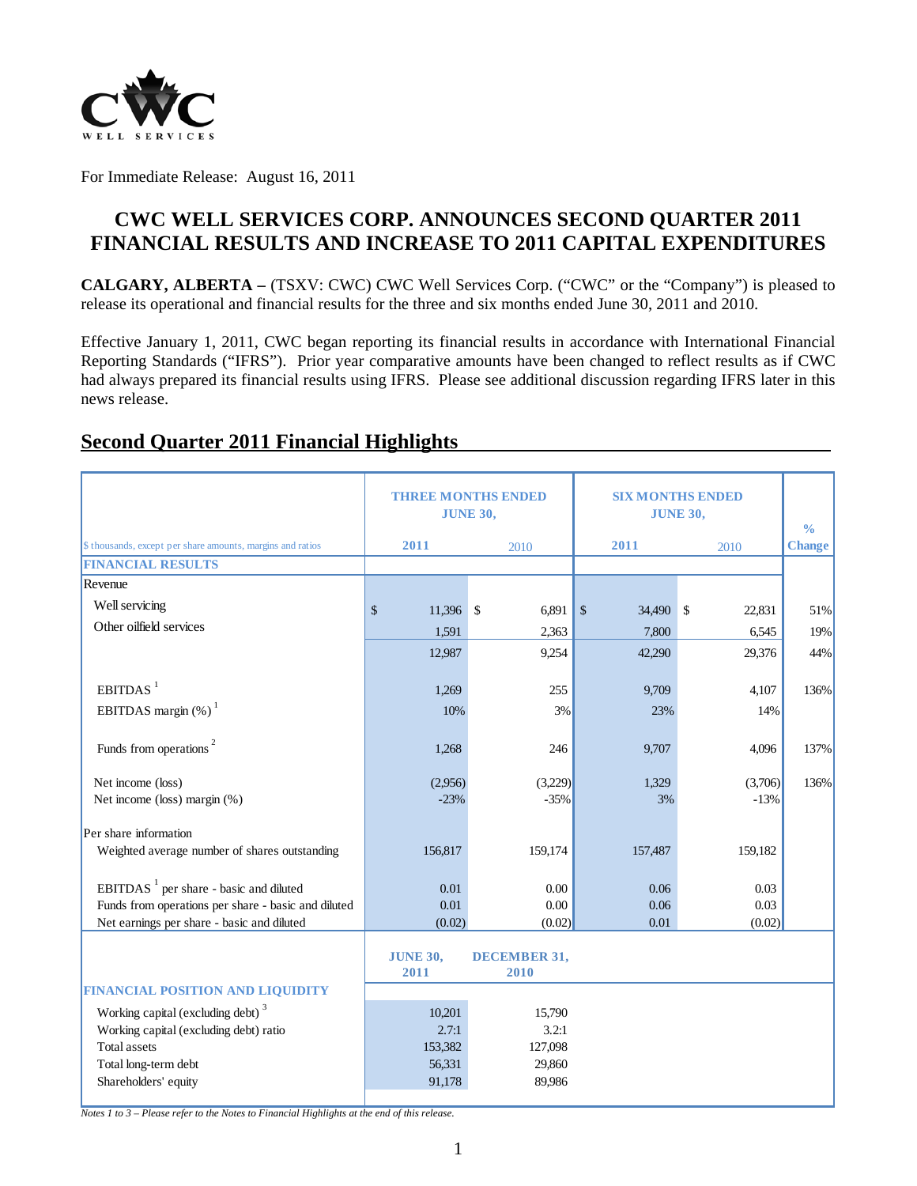For Immediate Release: August 16, 2011

# CWC WELL SERVICES CORP. ANNOUNCES SECOND QUARTER 2011 FINANCIAL RESULTS AND INCREASE TO 2011 CAPITAL EXPENDITURES

**CALGARY, ALBERTA –** (TSXV: CWC) CWC Well Services Corp. ("CWC" or the "Company") is pleased to release its operational and financial results for the three and six months ended June 30, 2011 and 2010.

Effective January 1, 2011, CWC began reporting its financial results in accordance with International Financial Reporting Standards ("IFRS"). Prior year comparative amounts have been changed to reflect results as if CWC had always prepared its financial results using IFRS. Please see additional discussion regarding IFRS later in this news release.

## Second Quarter 2011 Financial Highlights

| $ thousands, except per share amounts, margins and ratios | THREE MONTHS ENDED JUNE 30, 2011 | THREE MONTHS ENDED JUNE 30, 2010 | SIX MONTHS ENDED JUNE 30, 2011 | SIX MONTHS ENDED JUNE 30, 2010 | % Change |
|---|---|---|---|---|---|
| **FINANCIAL RESULTS** | | | | | |
| Revenue | | | | | |
| Well servicing | $ 11,396 | $ 6,891 | $ 34,490 | $ 22,831 | 51% |
| Other oilfield services | 1,591 | 2,363 | 7,800 | 6,545 | 19% |
| | 12,987 | 9,254 | 42,290 | 29,376 | 44% |
| EBITDAS [1] | 1,269 | 255 | 9,709 | 4,107 | 136% |
| EBITDAS margin (%) [1] | 10% | 3% | 23% | 14% | |
| Funds from operations [2] | 1,268 | 246 | 9,707 | 4,096 | 137% |
| Net income (loss) | (2,956) | (3,229) | 1,329 | (3,706) | 136% |
| Net income (loss) margin (%) | -23% | -35% | 3% | -13% | |
| Per share information | | | | | |
| Weighted average number of shares outstanding | 156,817 | 159,174 | 157,487 | 159,182 | |
| EBITDAS [1] per share - basic and diluted | 0.01 | 0.00 | 0.06 | 0.03 | |
| Funds from operations per share - basic and diluted | 0.01 | 0.00 | 0.06 | 0.03 | |
| Net earnings per share - basic and diluted | (0.02) | (0.02) | 0.01 | (0.02) | |

| | JUNE 30, 2011 | DECEMBER 31, 2010 |
|---|---|---|
| **FINANCIAL POSITION AND LIQUIDITY** | | |
| Working capital (excluding debt) [3] | 10,201 | 15,790 |
| Working capital (excluding debt) ratio | 2.7:1 | 3.2:1 |
| Total assets | 153,382 | 127,098 |
| Total long-term debt | 56,331 | 29,860 |
| Shareholders' equity | 91,178 | 89,986 |

*Notes 1 to 3 – Please refer to the Notes to Financial Highlights at the end of this release.*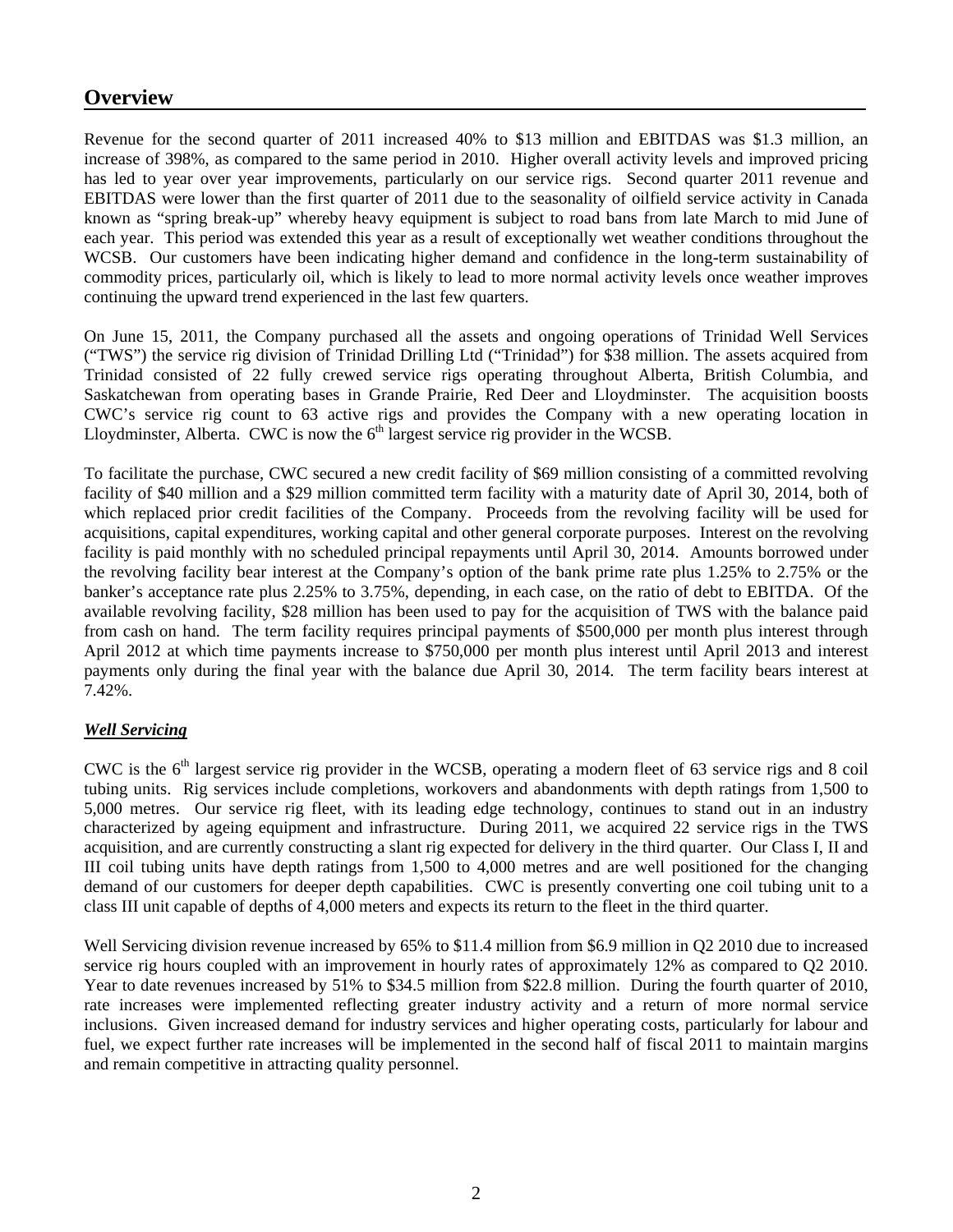## Overview

Revenue for the second quarter of 2011 increased 40% to $13 million and EBITDAS was $1.3 million, an increase of 398%, as compared to the same period in 2010. Higher overall activity levels and improved pricing has led to year over year improvements, particularly on our service rigs. Second quarter 2011 revenue and EBITDAS were lower than the first quarter of 2011 due to the seasonality of oilfield service activity in Canada known as "spring break-up" whereby heavy equipment is subject to road bans from late March to mid June of each year. This period was extended this year as a result of exceptionally wet weather conditions throughout the WCSB. Our customers have been indicating higher demand and confidence in the long-term sustainability of commodity prices, particularly oil, which is likely to lead to more normal activity levels once weather improves continuing the upward trend experienced in the last few quarters.

On June 15, 2011, the Company purchased all the assets and ongoing operations of Trinidad Well Services ("TWS") the service rig division of Trinidad Drilling Ltd ("Trinidad") for $38 million. The assets acquired from Trinidad consisted of 22 fully crewed service rigs operating throughout Alberta, British Columbia, and Saskatchewan from operating bases in Grande Prairie, Red Deer and Lloydminster. The acquisition boosts CWC's service rig count to 63 active rigs and provides the Company with a new operating location in Lloydminster, Alberta. CWC is now the 6th largest service rig provider in the WCSB.

To facilitate the purchase, CWC secured a new credit facility of $69 million consisting of a committed revolving facility of $40 million and a $29 million committed term facility with a maturity date of April 30, 2014, both of which replaced prior credit facilities of the Company. Proceeds from the revolving facility will be used for acquisitions, capital expenditures, working capital and other general corporate purposes. Interest on the revolving facility is paid monthly with no scheduled principal repayments until April 30, 2014. Amounts borrowed under the revolving facility bear interest at the Company's option of the bank prime rate plus 1.25% to 2.75% or the banker's acceptance rate plus 2.25% to 3.75%, depending, in each case, on the ratio of debt to EBITDA. Of the available revolving facility, $28 million has been used to pay for the acquisition of TWS with the balance paid from cash on hand. The term facility requires principal payments of $500,000 per month plus interest through April 2012 at which time payments increase to $750,000 per month plus interest until April 2013 and interest payments only during the final year with the balance due April 30, 2014. The term facility bears interest at 7.42%.

### ***Well Servicing***

CWC is the 6th largest service rig provider in the WCSB, operating a modern fleet of 63 service rigs and 8 coil tubing units. Rig services include completions, workovers and abandonments with depth ratings from 1,500 to 5,000 metres. Our service rig fleet, with its leading edge technology, continues to stand out in an industry characterized by ageing equipment and infrastructure. During 2011, we acquired 22 service rigs in the TWS acquisition, and are currently constructing a slant rig expected for delivery in the third quarter. Our Class I, II and III coil tubing units have depth ratings from 1,500 to 4,000 metres and are well positioned for the changing demand of our customers for deeper depth capabilities. CWC is presently converting one coil tubing unit to a class III unit capable of depths of 4,000 meters and expects its return to the fleet in the third quarter.

Well Servicing division revenue increased by 65% to $11.4 million from $6.9 million in Q2 2010 due to increased service rig hours coupled with an improvement in hourly rates of approximately 12% as compared to Q2 2010. Year to date revenues increased by 51% to $34.5 million from $22.8 million. During the fourth quarter of 2010, rate increases were implemented reflecting greater industry activity and a return of more normal service inclusions. Given increased demand for industry services and higher operating costs, particularly for labour and fuel, we expect further rate increases will be implemented in the second half of fiscal 2011 to maintain margins and remain competitive in attracting quality personnel.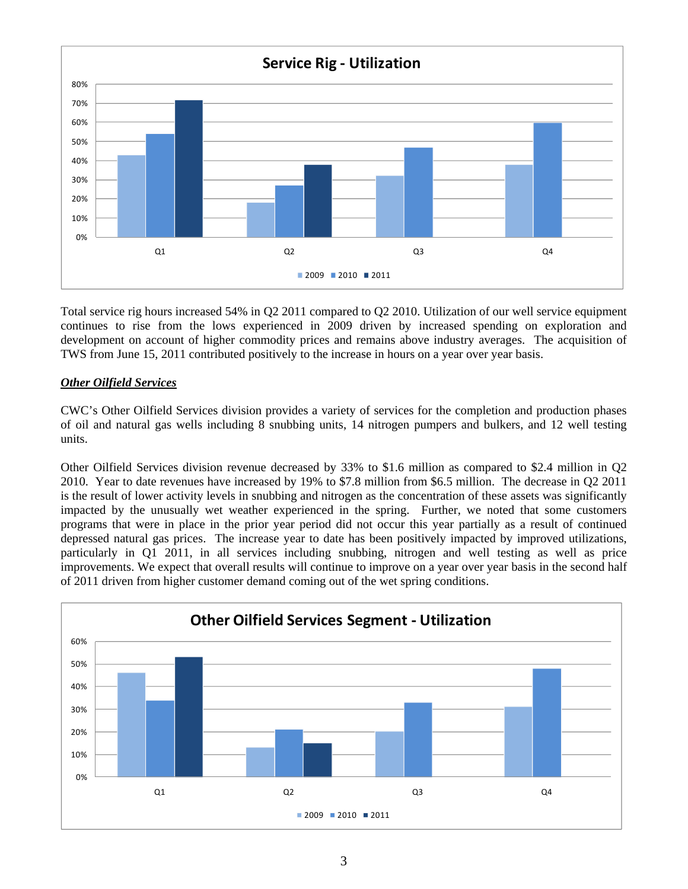**Service Rig - Utilization**

Total service rig hours increased 54% in Q2 2011 compared to Q2 2010. Utilization of our well service equipment continues to rise from the lows experienced in 2009 driven by increased spending on exploration and development on account of higher commodity prices and remains above industry averages. The acquisition of TWS from June 15, 2011 contributed positively to the increase in hours on a year over year basis.

***Other Oilfield Services***

CWC's Other Oilfield Services division provides a variety of services for the completion and production phases of oil and natural gas wells including 8 snubbing units, 14 nitrogen pumpers and bulkers, and 12 well testing units.

Other Oilfield Services division revenue decreased by 33% to $1.6 million as compared to $2.4 million in Q2 2010. Year to date revenues have increased by 19% to $7.8 million from $6.5 million. The decrease in Q2 2011 is the result of lower activity levels in snubbing and nitrogen as the concentration of these assets was significantly impacted by the unusually wet weather experienced in the spring. Further, we noted that some customers programs that were in place in the prior year period did not occur this year partially as a result of continued depressed natural gas prices. The increase year to date has been positively impacted by improved utilizations, particularly in Q1 2011, in all services including snubbing, nitrogen and well testing as well as price improvements. We expect that overall results will continue to improve on a year over year basis in the second half of 2011 driven from higher customer demand coming out of the wet spring conditions.

**Other Oilfield Services Segment - Utilization**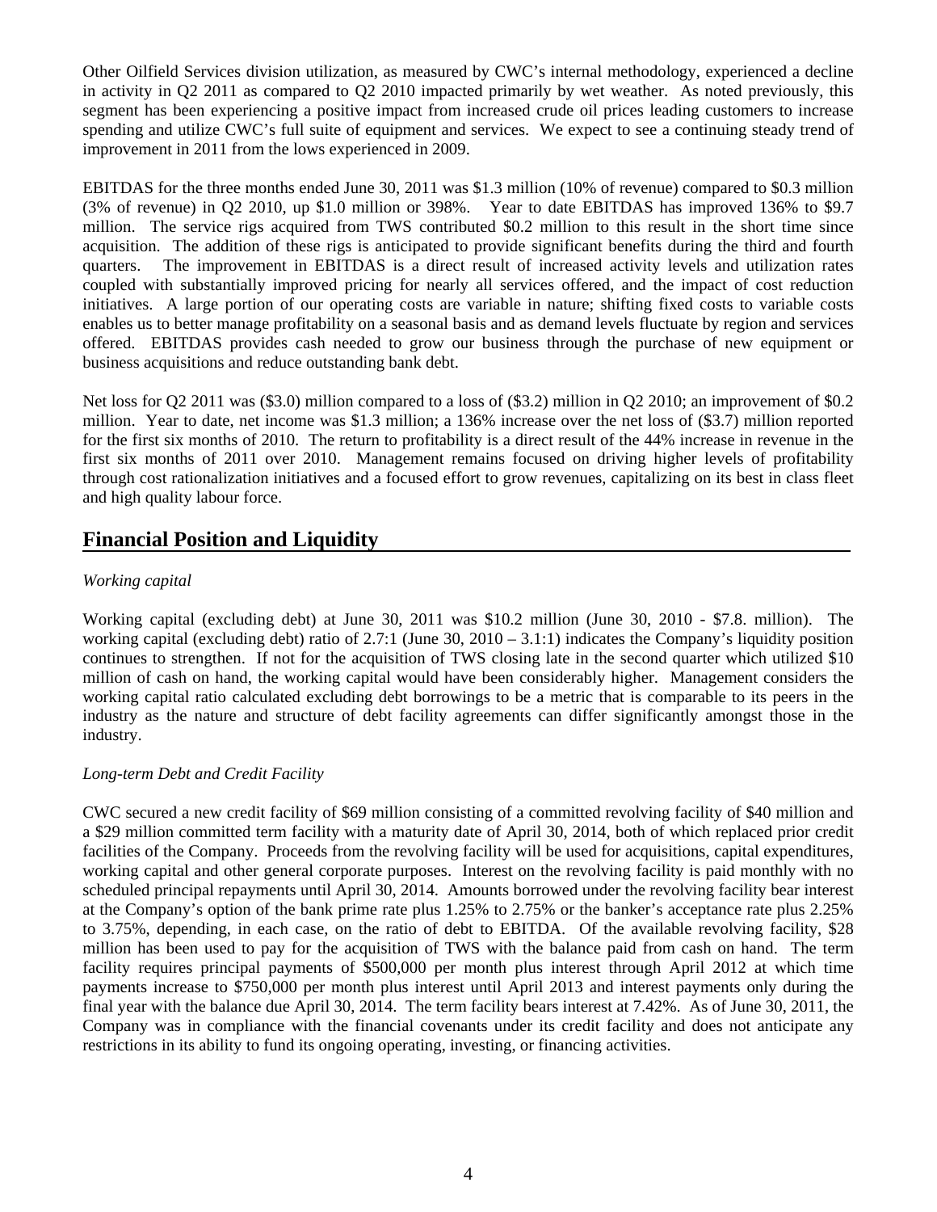Other Oilfield Services division utilization, as measured by CWC's internal methodology, experienced a decline in activity in Q2 2011 as compared to Q2 2010 impacted primarily by wet weather. As noted previously, this segment has been experiencing a positive impact from increased crude oil prices leading customers to increase spending and utilize CWC's full suite of equipment and services. We expect to see a continuing steady trend of improvement in 2011 from the lows experienced in 2009.

EBITDAS for the three months ended June 30, 2011 was $1.3 million (10% of revenue) compared to $0.3 million (3% of revenue) in Q2 2010, up $1.0 million or 398%. Year to date EBITDAS has improved 136% to $9.7 million. The service rigs acquired from TWS contributed $0.2 million to this result in the short time since acquisition. The addition of these rigs is anticipated to provide significant benefits during the third and fourth quarters. The improvement in EBITDAS is a direct result of increased activity levels and utilization rates coupled with substantially improved pricing for nearly all services offered, and the impact of cost reduction initiatives. A large portion of our operating costs are variable in nature; shifting fixed costs to variable costs enables us to better manage profitability on a seasonal basis and as demand levels fluctuate by region and services offered. EBITDAS provides cash needed to grow our business through the purchase of new equipment or business acquisitions and reduce outstanding bank debt.

Net loss for Q2 2011 was ($3.0) million compared to a loss of ($3.2) million in Q2 2010; an improvement of $0.2 million. Year to date, net income was $1.3 million; a 136% increase over the net loss of ($3.7) million reported for the first six months of 2010. The return to profitability is a direct result of the 44% increase in revenue in the first six months of 2011 over 2010. Management remains focused on driving higher levels of profitability through cost rationalization initiatives and a focused effort to grow revenues, capitalizing on its best in class fleet and high quality labour force.

## Financial Position and Liquidity

*Working capital*

Working capital (excluding debt) at June 30, 2011 was $10.2 million (June 30, 2010 - $7.8. million). The working capital (excluding debt) ratio of 2.7:1 (June 30, 2010 – 3.1:1) indicates the Company's liquidity position continues to strengthen. If not for the acquisition of TWS closing late in the second quarter which utilized $10 million of cash on hand, the working capital would have been considerably higher. Management considers the working capital ratio calculated excluding debt borrowings to be a metric that is comparable to its peers in the industry as the nature and structure of debt facility agreements can differ significantly amongst those in the industry.

*Long-term Debt and Credit Facility*

CWC secured a new credit facility of $69 million consisting of a committed revolving facility of $40 million and a $29 million committed term facility with a maturity date of April 30, 2014, both of which replaced prior credit facilities of the Company. Proceeds from the revolving facility will be used for acquisitions, capital expenditures, working capital and other general corporate purposes. Interest on the revolving facility is paid monthly with no scheduled principal repayments until April 30, 2014. Amounts borrowed under the revolving facility bear interest at the Company's option of the bank prime rate plus 1.25% to 2.75% or the banker's acceptance rate plus 2.25% to 3.75%, depending, in each case, on the ratio of debt to EBITDA. Of the available revolving facility, $28 million has been used to pay for the acquisition of TWS with the balance paid from cash on hand. The term facility requires principal payments of $500,000 per month plus interest through April 2012 at which time payments increase to $750,000 per month plus interest until April 2013 and interest payments only during the final year with the balance due April 30, 2014. The term facility bears interest at 7.42%. As of June 30, 2011, the Company was in compliance with the financial covenants under its credit facility and does not anticipate any restrictions in its ability to fund its ongoing operating, investing, or financing activities.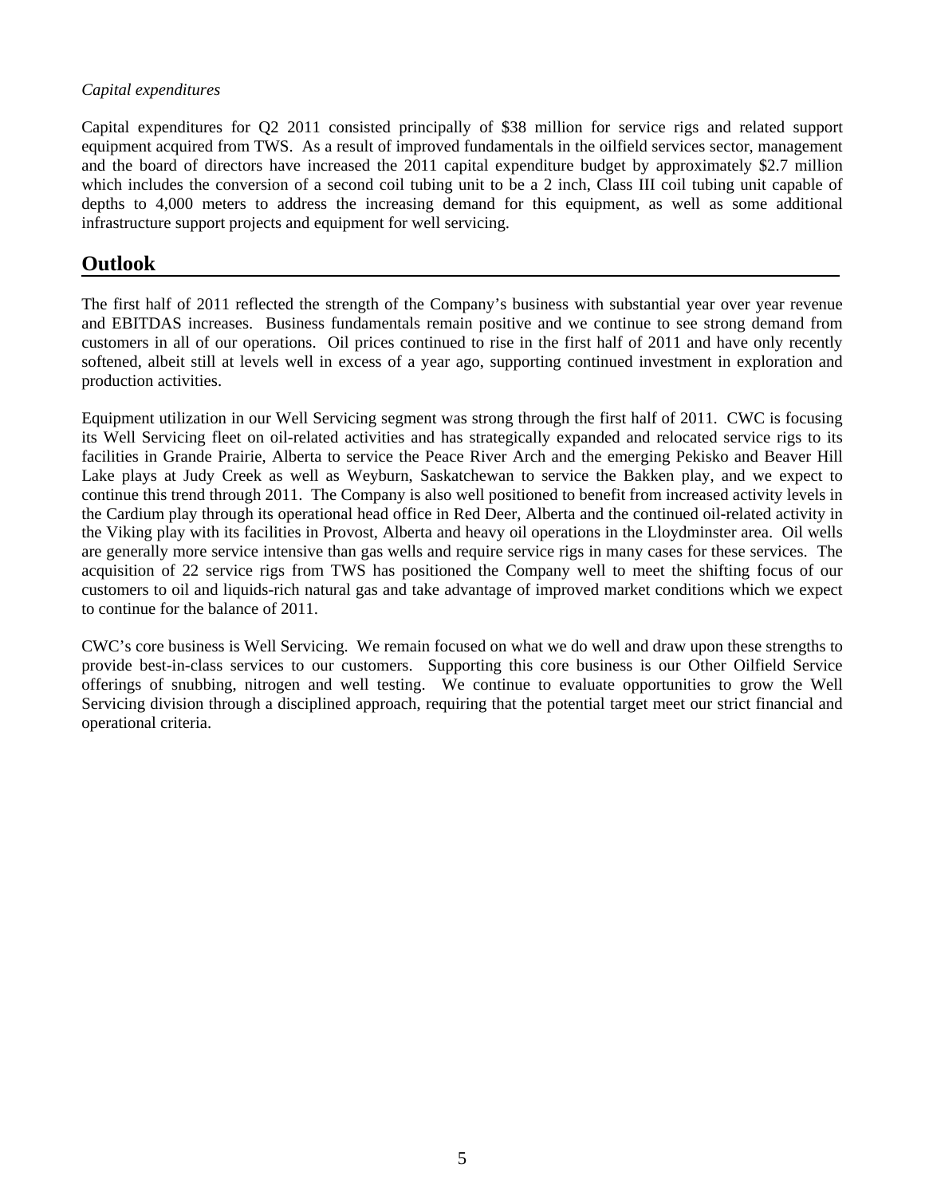*Capital expenditures*

Capital expenditures for Q2 2011 consisted principally of $38 million for service rigs and related support equipment acquired from TWS. As a result of improved fundamentals in the oilfield services sector, management and the board of directors have increased the 2011 capital expenditure budget by approximately $2.7 million which includes the conversion of a second coil tubing unit to be a 2 inch, Class III coil tubing unit capable of depths to 4,000 meters to address the increasing demand for this equipment, as well as some additional infrastructure support projects and equipment for well servicing.

## Outlook

The first half of 2011 reflected the strength of the Company's business with substantial year over year revenue and EBITDAS increases. Business fundamentals remain positive and we continue to see strong demand from customers in all of our operations. Oil prices continued to rise in the first half of 2011 and have only recently softened, albeit still at levels well in excess of a year ago, supporting continued investment in exploration and production activities.

Equipment utilization in our Well Servicing segment was strong through the first half of 2011. CWC is focusing its Well Servicing fleet on oil-related activities and has strategically expanded and relocated service rigs to its facilities in Grande Prairie, Alberta to service the Peace River Arch and the emerging Pekisko and Beaver Hill Lake plays at Judy Creek as well as Weyburn, Saskatchewan to service the Bakken play, and we expect to continue this trend through 2011. The Company is also well positioned to benefit from increased activity levels in the Cardium play through its operational head office in Red Deer, Alberta and the continued oil-related activity in the Viking play with its facilities in Provost, Alberta and heavy oil operations in the Lloydminster area. Oil wells are generally more service intensive than gas wells and require service rigs in many cases for these services. The acquisition of 22 service rigs from TWS has positioned the Company well to meet the shifting focus of our customers to oil and liquids-rich natural gas and take advantage of improved market conditions which we expect to continue for the balance of 2011.

CWC's core business is Well Servicing. We remain focused on what we do well and draw upon these strengths to provide best-in-class services to our customers. Supporting this core business is our Other Oilfield Service offerings of snubbing, nitrogen and well testing. We continue to evaluate opportunities to grow the Well Servicing division through a disciplined approach, requiring that the potential target meet our strict financial and operational criteria.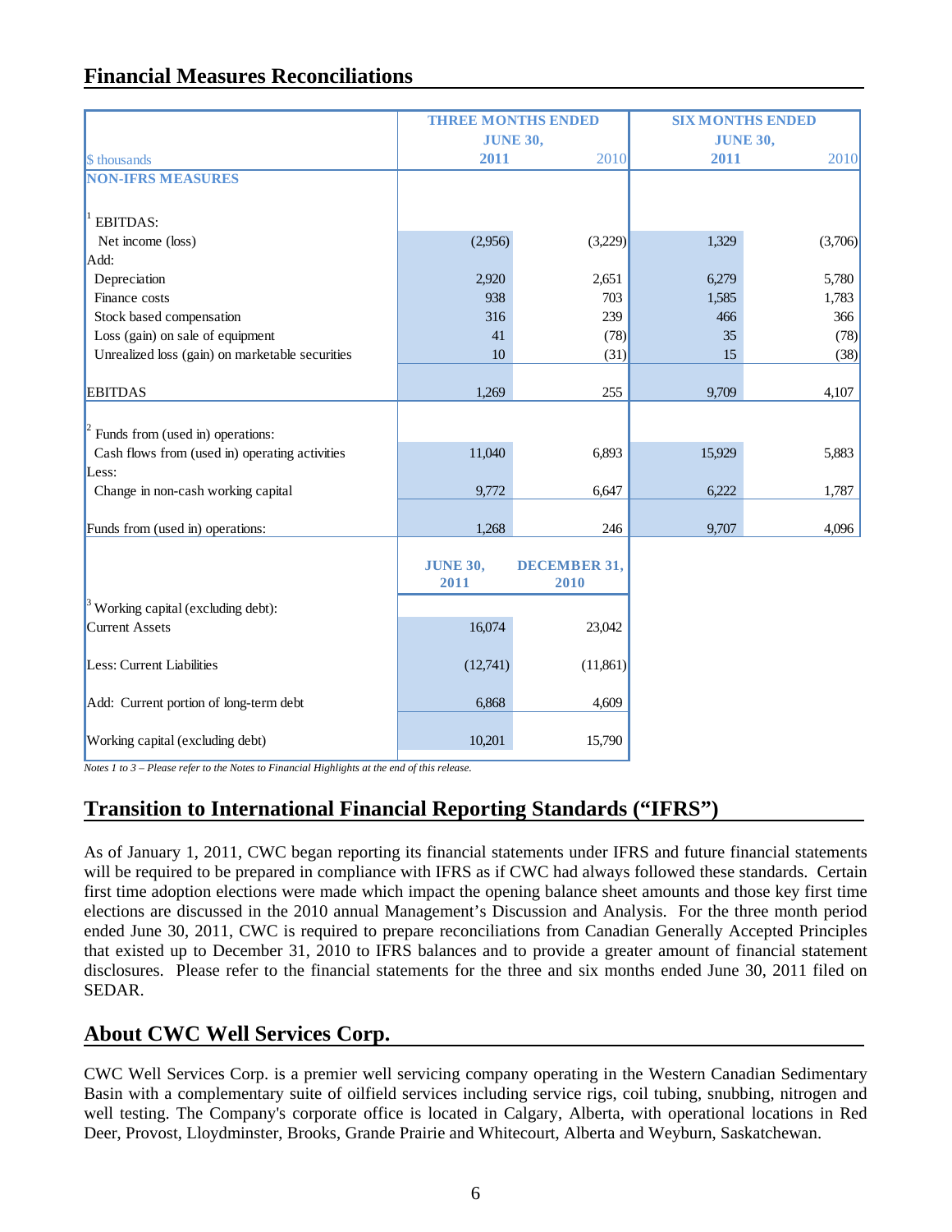## Financial Measures Reconciliations

| $ thousands | THREE MONTHS ENDED JUNE 30, 2011 | 2010 | SIX MONTHS ENDED JUNE 30, 2011 | 2010 |
|---|---|---|---|---|
| **NON-IFRS MEASURES** | | | | |
| [1] EBITDAS: | | | | |
| Net income (loss) | (2,956) | (3,229) | 1,329 | (3,706) |
| Add: | | | | |
| Depreciation | 2,920 | 2,651 | 6,279 | 5,780 |
| Finance costs | 938 | 703 | 1,585 | 1,783 |
| Stock based compensation | 316 | 239 | 466 | 366 |
| Loss (gain) on sale of equipment | 41 | (78) | 35 | (78) |
| Unrealized loss (gain) on marketable securities | 10 | (31) | 15 | (38) |
| EBITDAS | 1,269 | 255 | 9,709 | 4,107 |
| [2] Funds from (used in) operations: | | | | |
| Cash flows from (used in) operating activities | 11,040 | 6,893 | 15,929 | 5,883 |
| Less: | | | | |
| Change in non-cash working capital | 9,772 | 6,647 | 6,222 | 1,787 |
| Funds from (used in) operations: | 1,268 | 246 | 9,707 | 4,096 |

| | JUNE 30, 2011 | DECEMBER 31, 2010 |
|---|---|---|
| [3] Working capital (excluding debt): | | |
| Current Assets | 16,074 | 23,042 |
| Less: Current Liabilities | (12,741) | (11,861) |
| Add: Current portion of long-term debt | 6,868 | 4,609 |
| Working capital (excluding debt) | 10,201 | 15,790 |

*Notes 1 to 3 – Please refer to the Notes to Financial Highlights at the end of this release.*

## Transition to International Financial Reporting Standards ("IFRS")

As of January 1, 2011, CWC began reporting its financial statements under IFRS and future financial statements will be required to be prepared in compliance with IFRS as if CWC had always followed these standards. Certain first time adoption elections were made which impact the opening balance sheet amounts and those key first time elections are discussed in the 2010 annual Management's Discussion and Analysis. For the three month period ended June 30, 2011, CWC is required to prepare reconciliations from Canadian Generally Accepted Principles that existed up to December 31, 2010 to IFRS balances and to provide a greater amount of financial statement disclosures. Please refer to the financial statements for the three and six months ended June 30, 2011 filed on SEDAR.

## About CWC Well Services Corp.

CWC Well Services Corp. is a premier well servicing company operating in the Western Canadian Sedimentary Basin with a complementary suite of oilfield services including service rigs, coil tubing, snubbing, nitrogen and well testing. The Company's corporate office is located in Calgary, Alberta, with operational locations in Red Deer, Provost, Lloydminster, Brooks, Grande Prairie and Whitecourt, Alberta and Weyburn, Saskatchewan.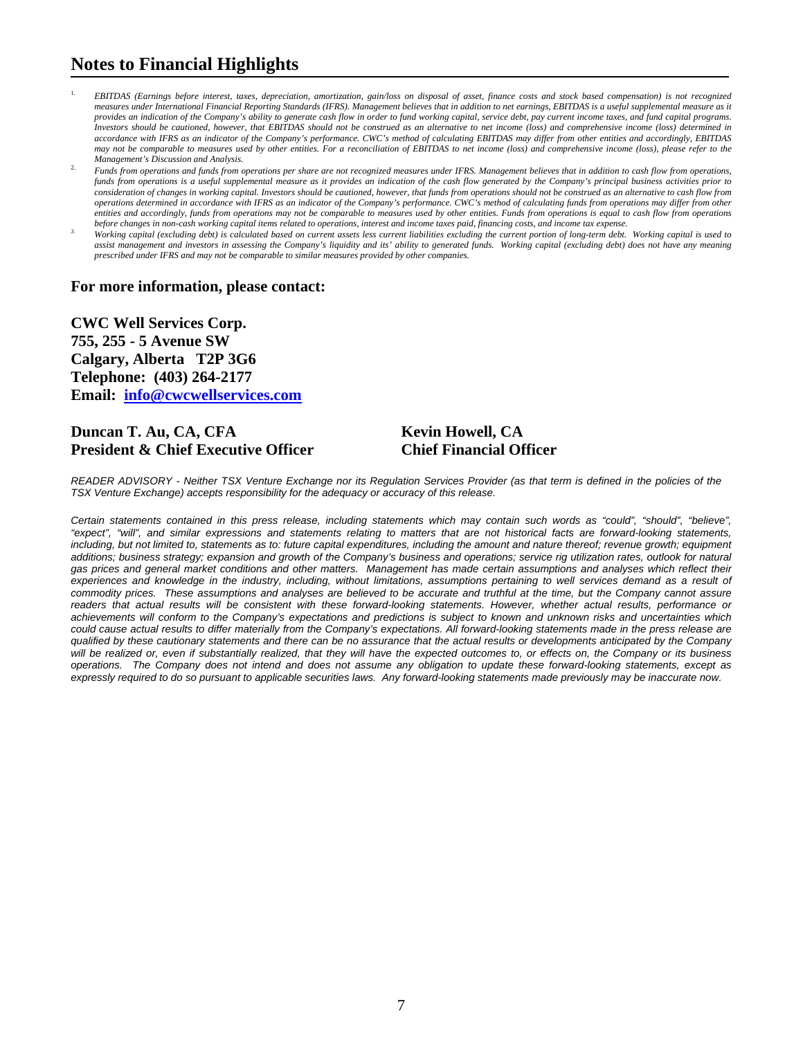## Notes to Financial Highlights

1. *EBITDAS (Earnings before interest, taxes, depreciation, amortization, gain/loss on disposal of asset, finance costs and stock based compensation) is not recognized measures under International Financial Reporting Standards (IFRS). Management believes that in addition to net earnings, EBITDAS is a useful supplemental measure as it provides an indication of the Company's ability to generate cash flow in order to fund working capital, service debt, pay current income taxes, and fund capital programs. Investors should be cautioned, however, that EBITDAS should not be construed as an alternative to net income (loss) and comprehensive income (loss) determined in accordance with IFRS as an indicator of the Company's performance. CWC's method of calculating EBITDAS may differ from other entities and accordingly, EBITDAS may not be comparable to measures used by other entities. For a reconciliation of EBITDAS to net income (loss) and comprehensive income (loss), please refer to the Management's Discussion and Analysis.*
2. *Funds from operations and funds from operations per share are not recognized measures under IFRS. Management believes that in addition to cash flow from operations, funds from operations is a useful supplemental measure as it provides an indication of the cash flow generated by the Company's principal business activities prior to consideration of changes in working capital. Investors should be cautioned, however, that funds from operations should not be construed as an alternative to cash flow from operations determined in accordance with IFRS as an indicator of the Company's performance. CWC's method of calculating funds from operations may differ from other entities and accordingly, funds from operations may not be comparable to measures used by other entities. Funds from operations is equal to cash flow from operations before changes in non-cash working capital items related to operations, interest and income taxes paid, financing costs, and income tax expense.*
3. *Working capital (excluding debt) is calculated based on current assets less current liabilities excluding the current portion of long-term debt. Working capital is used to assist management and investors in assessing the Company's liquidity and its' ability to generated funds. Working capital (excluding debt) does not have any meaning prescribed under IFRS and may not be comparable to similar measures provided by other companies.*

**For more information, please contact:**

**CWC Well Services Corp.**
**755, 255 - 5 Avenue SW**
**Calgary, Alberta T2P 3G6**
**Telephone: (403) 264-2177**
**Email: info@cwcwellservices.com**

**Duncan T. Au, CA, CFA**
**President & Chief Executive Officer**

**Kevin Howell, CA**
**Chief Financial Officer**

*READER ADVISORY - Neither TSX Venture Exchange nor its Regulation Services Provider (as that term is defined in the policies of the TSX Venture Exchange) accepts responsibility for the adequacy or accuracy of this release.*

*Certain statements contained in this press release, including statements which may contain such words as "could", "should", "believe", "expect", "will", and similar expressions and statements relating to matters that are not historical facts are forward-looking statements, including, but not limited to, statements as to: future capital expenditures, including the amount and nature thereof; revenue growth; equipment additions; business strategy; expansion and growth of the Company's business and operations; service rig utilization rates, outlook for natural gas prices and general market conditions and other matters. Management has made certain assumptions and analyses which reflect their experiences and knowledge in the industry, including, without limitations, assumptions pertaining to well services demand as a result of commodity prices. These assumptions and analyses are believed to be accurate and truthful at the time, but the Company cannot assure readers that actual results will be consistent with these forward-looking statements. However, whether actual results, performance or achievements will conform to the Company's expectations and predictions is subject to known and unknown risks and uncertainties which could cause actual results to differ materially from the Company's expectations. All forward-looking statements made in the press release are qualified by these cautionary statements and there can be no assurance that the actual results or developments anticipated by the Company will be realized or, even if substantially realized, that they will have the expected outcomes to, or effects on, the Company or its business operations. The Company does not intend and does not assume any obligation to update these forward-looking statements, except as expressly required to do so pursuant to applicable securities laws. Any forward-looking statements made previously may be inaccurate now.*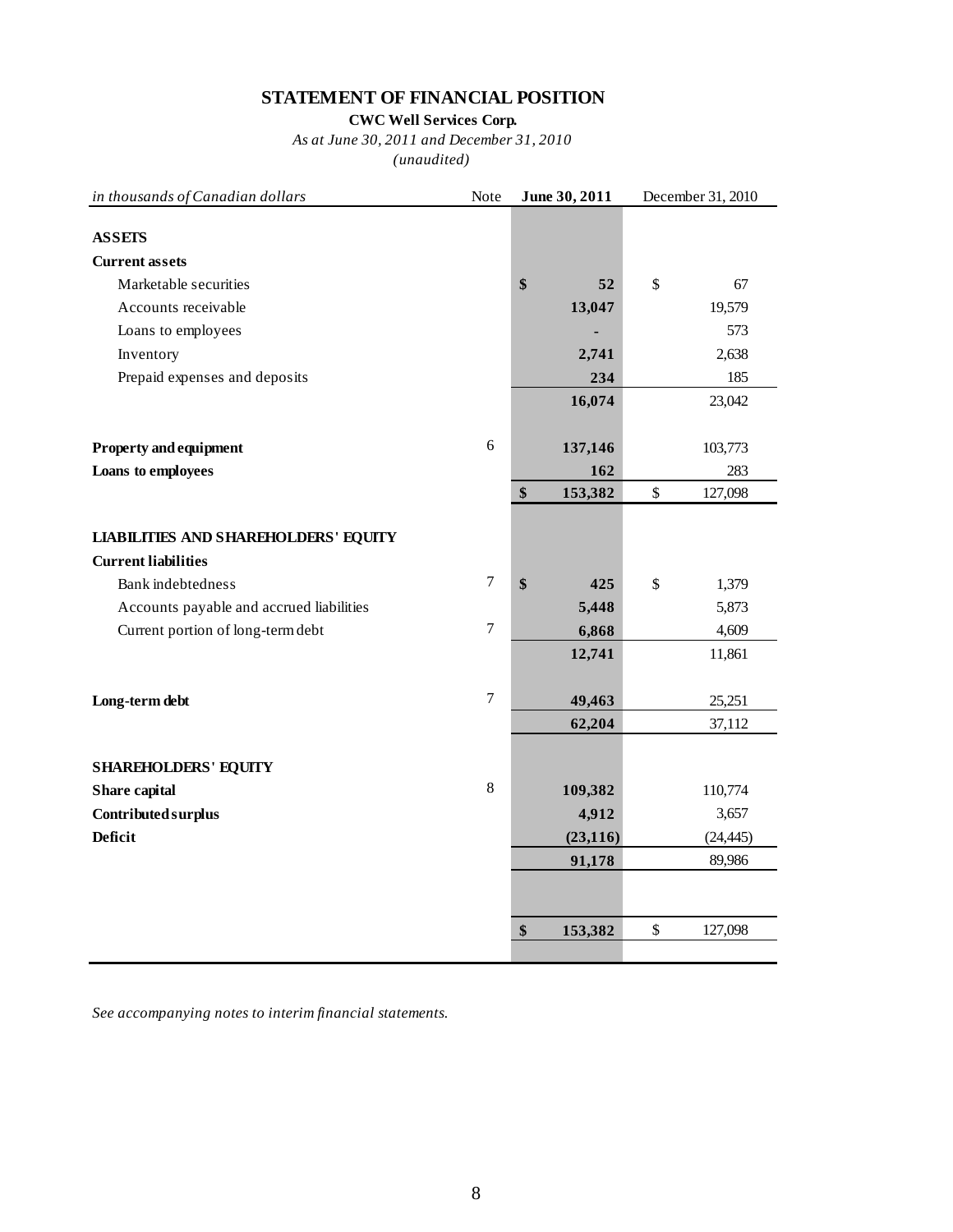# STATEMENT OF FINANCIAL POSITION

**CWC Well Services Corp.**

*As at June 30, 2011 and December 31, 2010*

*(unaudited)*

| *in thousands of Canadian dollars* | Note | **June 30, 2011** | December 31, 2010 |
|---|---|---|---|
| **ASSETS** | | | |
| **Current assets** | | | |
| Marketable securities | | **$ 52** | $ 67 |
| Accounts receivable | | **13,047** | 19,579 |
| Loans to employees | | **-** | 573 |
| Inventory | | **2,741** | 2,638 |
| Prepaid expenses and deposits | | **234** | 185 |
| | | **16,074** | 23,042 |
| **Property and equipment** | 6 | **137,146** | 103,773 |
| **Loans to employees** | | **162** | 283 |
| | | **$ 153,382** | $ 127,098 |
| **LIABILITIES AND SHAREHOLDERS' EQUITY** | | | |
| **Current liabilities** | | | |
| Bank indebtedness | 7 | **$ 425** | $ 1,379 |
| Accounts payable and accrued liabilities | | **5,448** | 5,873 |
| Current portion of long-term debt | 7 | **6,868** | 4,609 |
| | | **12,741** | 11,861 |
| **Long-term debt** | 7 | **49,463** | 25,251 |
| | | **62,204** | 37,112 |
| **SHAREHOLDERS' EQUITY** | | | |
| **Share capital** | 8 | **109,382** | 110,774 |
| **Contributed surplus** | | **4,912** | 3,657 |
| **Deficit** | | **(23,116)** | (24,445) |
| | | **91,178** | 89,986 |
| | | **$ 153,382** | $ 127,098 |

*See accompanying notes to interim financial statements.*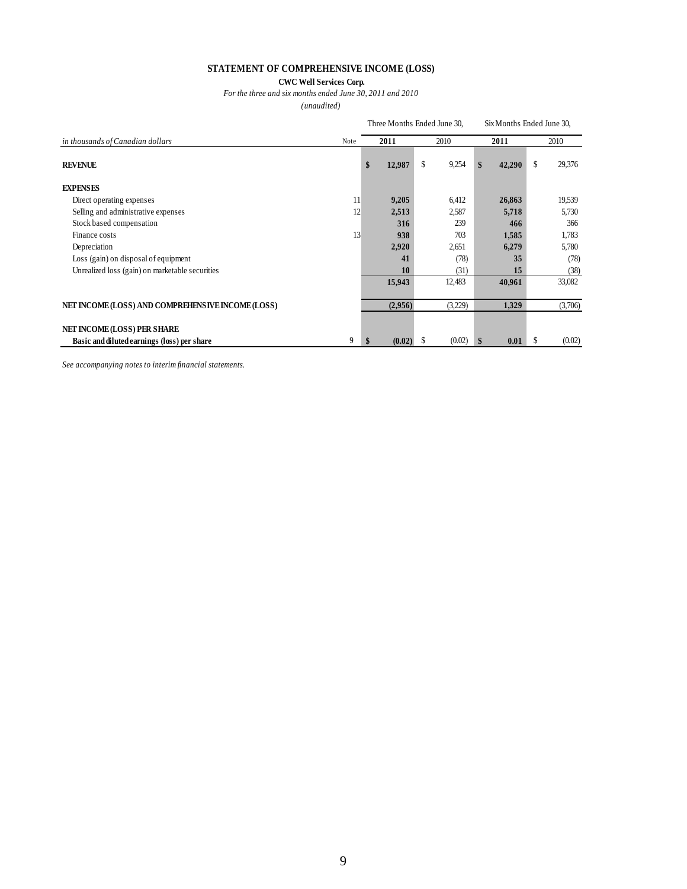# STATEMENT OF COMPREHENSIVE INCOME (LOSS)

**CWC Well Services Corp.**

*For the three and six months ended June 30, 2011 and 2010*

*(unaudited)*

| *in thousands of Canadian dollars* | Note | Three Months Ended June 30, 2011 | Three Months Ended June 30, 2010 | Six Months Ended June 30, 2011 | Six Months Ended June 30, 2010 |
|---|---|---|---|---|---|
| **REVENUE** | | **$ 12,987** | $ 9,254 | **$ 42,290** | $ 29,376 |
| **EXPENSES** | | | | | |
| Direct operating expenses | 11 | **9,205** | 6,412 | **26,863** | 19,539 |
| Selling and administrative expenses | 12 | **2,513** | 2,587 | **5,718** | 5,730 |
| Stock based compensation | | **316** | 239 | **466** | 366 |
| Finance costs | 13 | **938** | 703 | **1,585** | 1,783 |
| Depreciation | | **2,920** | 2,651 | **6,279** | 5,780 |
| Loss (gain) on disposal of equipment | | **41** | (78) | **35** | (78) |
| Unrealized loss (gain) on marketable securities | | **10** | (31) | **15** | (38) |
| | | **15,943** | 12,483 | **40,961** | 33,082 |
| **NET INCOME (LOSS) AND COMPREHENSIVE INCOME (LOSS)** | | **(2,956)** | (3,229) | **1,329** | (3,706) |
| **NET INCOME (LOSS) PER SHARE** | | | | | |
| **Basic and diluted earnings (loss) per share** | 9 | **$ (0.02)** | $ (0.02) | **$ 0.01** | $ (0.02) |

*See accompanying notes to interim financial statements.*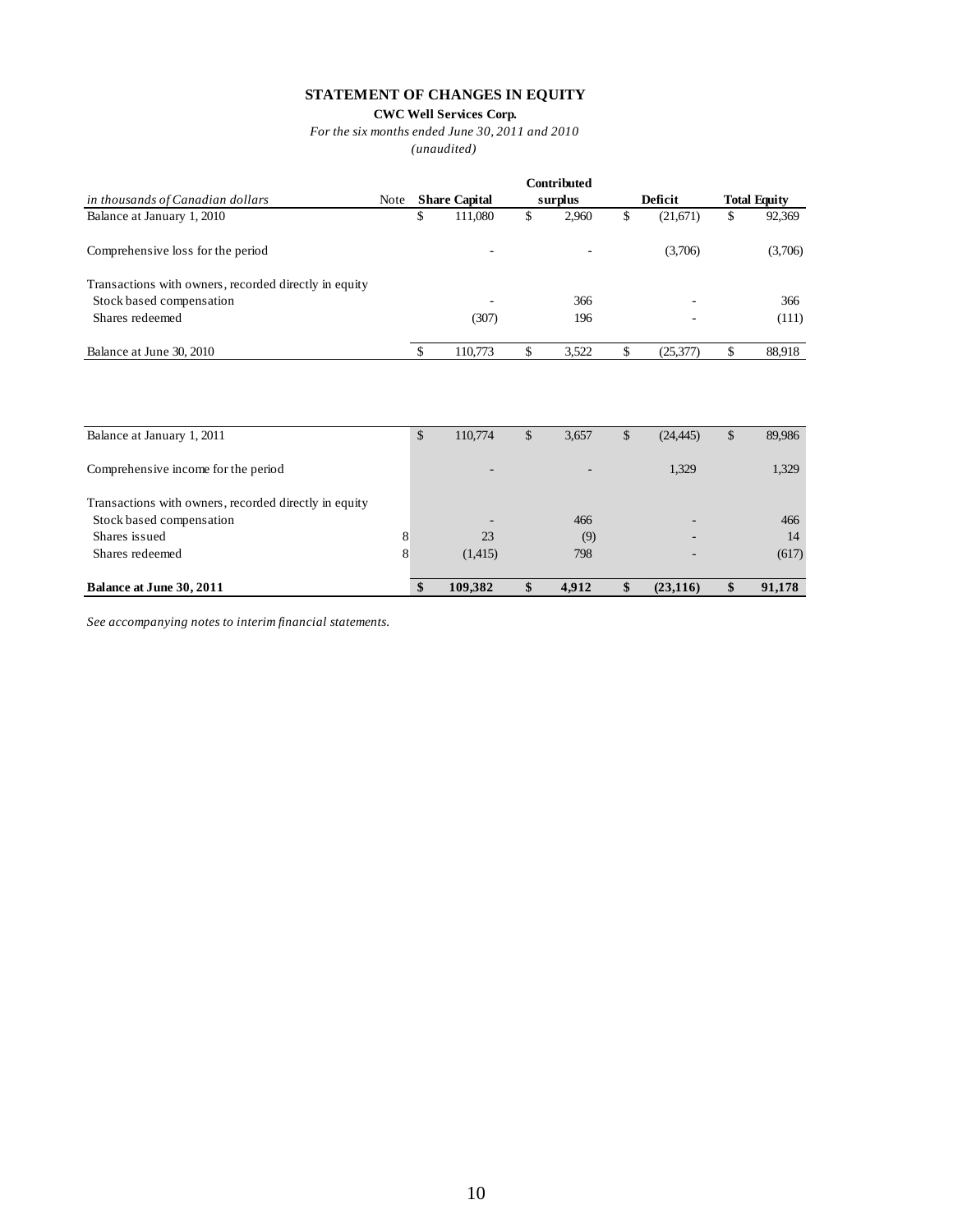# STATEMENT OF CHANGES IN EQUITY

**CWC Well Services Corp.**

*For the six months ended June 30, 2011 and 2010*

*(unaudited)*

| *in thousands of Canadian dollars* | Note | Share Capital | Contributed surplus | Deficit | Total Equity |
|---|---|---|---|---|---|
| Balance at January 1, 2010 | | $ 111,080 | $ 2,960 | $ (21,671) | $ 92,369 |
| Comprehensive loss for the period | | - | - | (3,706) | (3,706) |
| Transactions with owners, recorded directly in equity | | | | | |
| Stock based compensation | | - | 366 | - | 366 |
| Shares redeemed | | (307) | 196 | - | (111) |
| Balance at June 30, 2010 | | $ 110,773 | $ 3,522 | $ (25,377) | $ 88,918 |
| | | | | | |
| Balance at January 1, 2011 | | $ 110,774 | $ 3,657 | $ (24,445) | $ 89,986 |
| Comprehensive income for the period | | - | - | 1,329 | 1,329 |
| Transactions with owners, recorded directly in equity | | | | | |
| Stock based compensation | | - | 466 | - | 466 |
| Shares issued | 8 | 23 | (9) | - | 14 |
| Shares redeemed | 8 | (1,415) | 798 | - | (617) |
| **Balance at June 30, 2011** | | **$ 109,382** | **$ 4,912** | **$ (23,116)** | **$ 91,178** |

*See accompanying notes to interim financial statements.*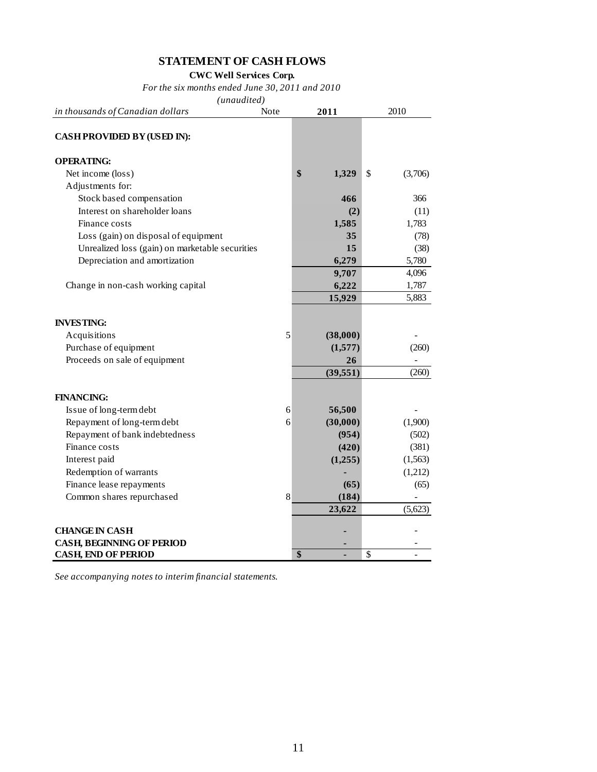# STATEMENT OF CASH FLOWS

**CWC Well Services Corp.**

*For the six months ended June 30, 2011 and 2010*

*(unaudited)*

| *in thousands of Canadian dollars* | Note | 2011 | 2010 |
|---|---|---|---|
| **CASH PROVIDED BY (USED IN):** | | | |
| **OPERATING:** | | | |
| Net income (loss) | | **$ 1,329** | $ (3,706) |
| Adjustments for: | | | |
| Stock based compensation | | **466** | 366 |
| Interest on shareholder loans | | **(2)** | (11) |
| Finance costs | | **1,585** | 1,783 |
| Loss (gain) on disposal of equipment | | **35** | (78) |
| Unrealized loss (gain) on marketable securities | | **15** | (38) |
| Depreciation and amortization | | **6,279** | 5,780 |
| | | **9,707** | 4,096 |
| Change in non-cash working capital | | **6,222** | 1,787 |
| | | **15,929** | 5,883 |
| **INVESTING:** | | | |
| Acquisitions | 5 | **(38,000)** | - |
| Purchase of equipment | | **(1,577)** | (260) |
| Proceeds on sale of equipment | | **26** | - |
| | | **(39,551)** | (260) |
| **FINANCING:** | | | |
| Issue of long-term debt | 6 | **56,500** | - |
| Repayment of long-term debt | 6 | **(30,000)** | (1,900) |
| Repayment of bank indebtedness | | **(954)** | (502) |
| Finance costs | | **(420)** | (381) |
| Interest paid | | **(1,255)** | (1,563) |
| Redemption of warrants | | **-** | (1,212) |
| Finance lease repayments | | **(65)** | (65) |
| Common shares repurchased | 8 | **(184)** | - |
| | | **23,622** | (5,623) |
| **CHANGE IN CASH** | | **-** | - |
| **CASH, BEGINNING OF PERIOD** | | **-** | - |
| **CASH, END OF PERIOD** | | **$ -** | $ - |

*See accompanying notes to interim financial statements.*